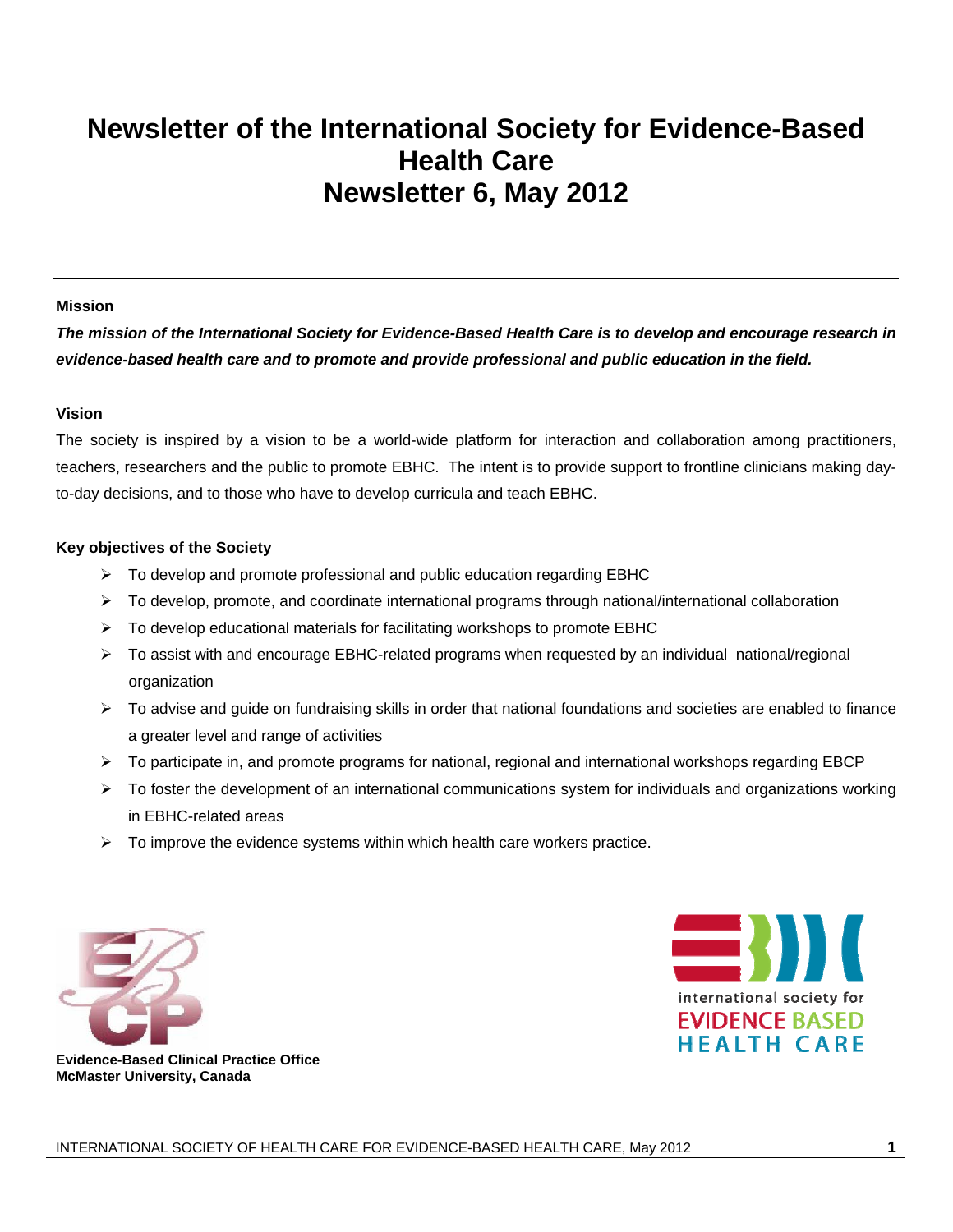# Newsletter of the International Society for Evidence-Based Health Care
# Newsletter 6, May 2012

---

**Mission**

***The mission of the International Society for Evidence-Based Health Care is to develop and encourage research in evidence-based health care and to promote and provide professional and public education in the field.***

**Vision**

The society is inspired by a vision to be a world-wide platform for interaction and collaboration among practitioners, teachers, researchers and the public to promote EBHC. The intent is to provide support to frontline clinicians making day-to-day decisions, and to those who have to develop curricula and teach EBHC.

**Key objectives of the Society**

- To develop and promote professional and public education regarding EBHC
- To develop, promote, and coordinate international programs through national/international collaboration
- To develop educational materials for facilitating workshops to promote EBHC
- To assist with and encourage EBHC-related programs when requested by an individual national/regional organization
- To advise and guide on fundraising skills in order that national foundations and societies are enabled to finance a greater level and range of activities
- To participate in, and promote programs for national, regional and international workshops regarding EBCP
- To foster the development of an international communications system for individuals and organizations working in EBHC-related areas
- To improve the evidence systems within which health care workers practice.

**Evidence-Based Clinical Practice Office**
**McMaster University, Canada**

international society for
EVIDENCE BASED
HEALTH CARE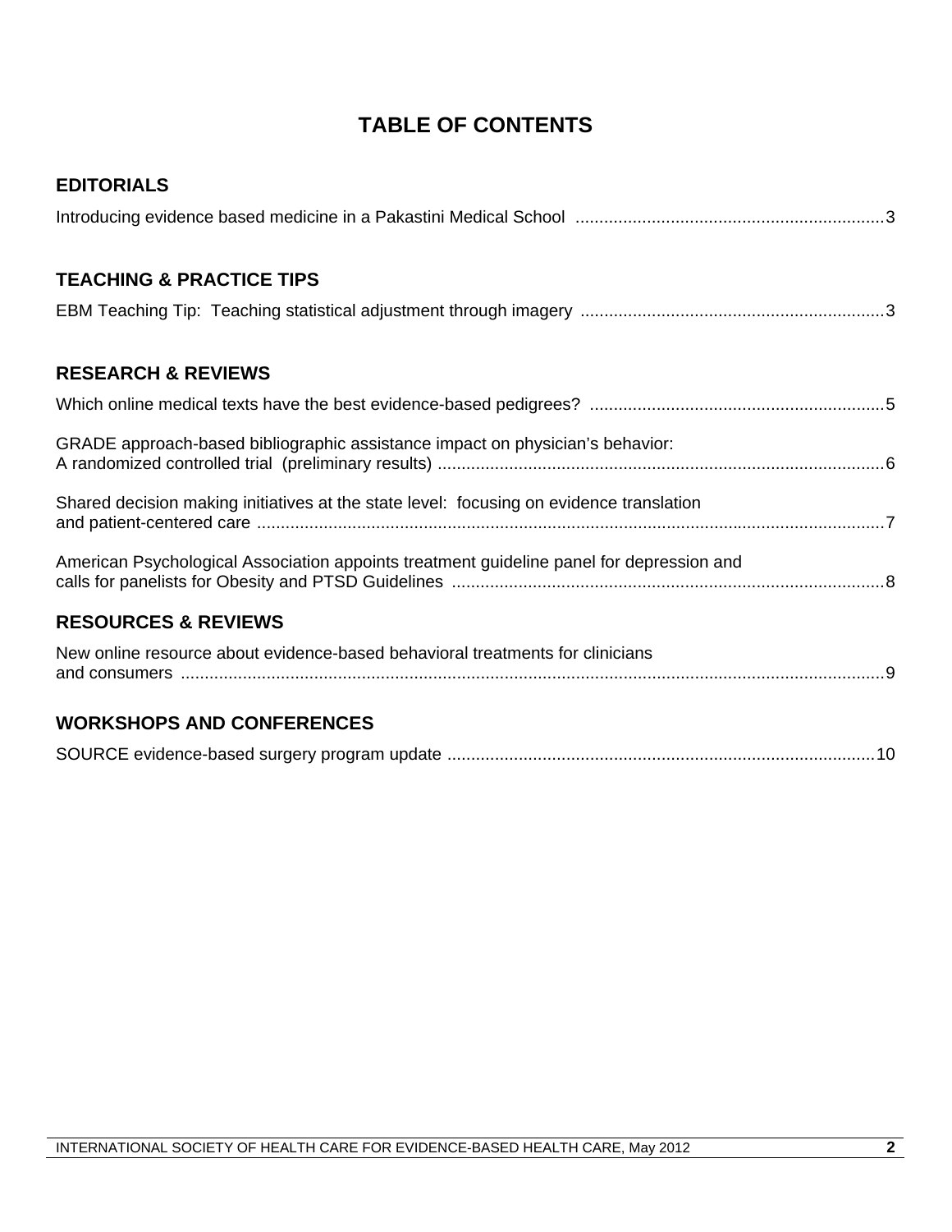# TABLE OF CONTENTS

## EDITORIALS

Introducing evidence based medicine in a Pakastini Medical School ........ 3

## TEACHING & PRACTICE TIPS

EBM Teaching Tip: Teaching statistical adjustment through imagery ........ 3

## RESEARCH & REVIEWS

Which online medical texts have the best evidence-based pedigrees? ........ 5

GRADE approach-based bibliographic assistance impact on physician's behavior: A randomized controlled trial (preliminary results) ........ 6

Shared decision making initiatives at the state level: focusing on evidence translation and patient-centered care ........ 7

American Psychological Association appoints treatment guideline panel for depression and calls for panelists for Obesity and PTSD Guidelines ........ 8

## RESOURCES & REVIEWS

New online resource about evidence-based behavioral treatments for clinicians and consumers ........ 9

## WORKSHOPS AND CONFERENCES

SOURCE evidence-based surgery program update ........ 10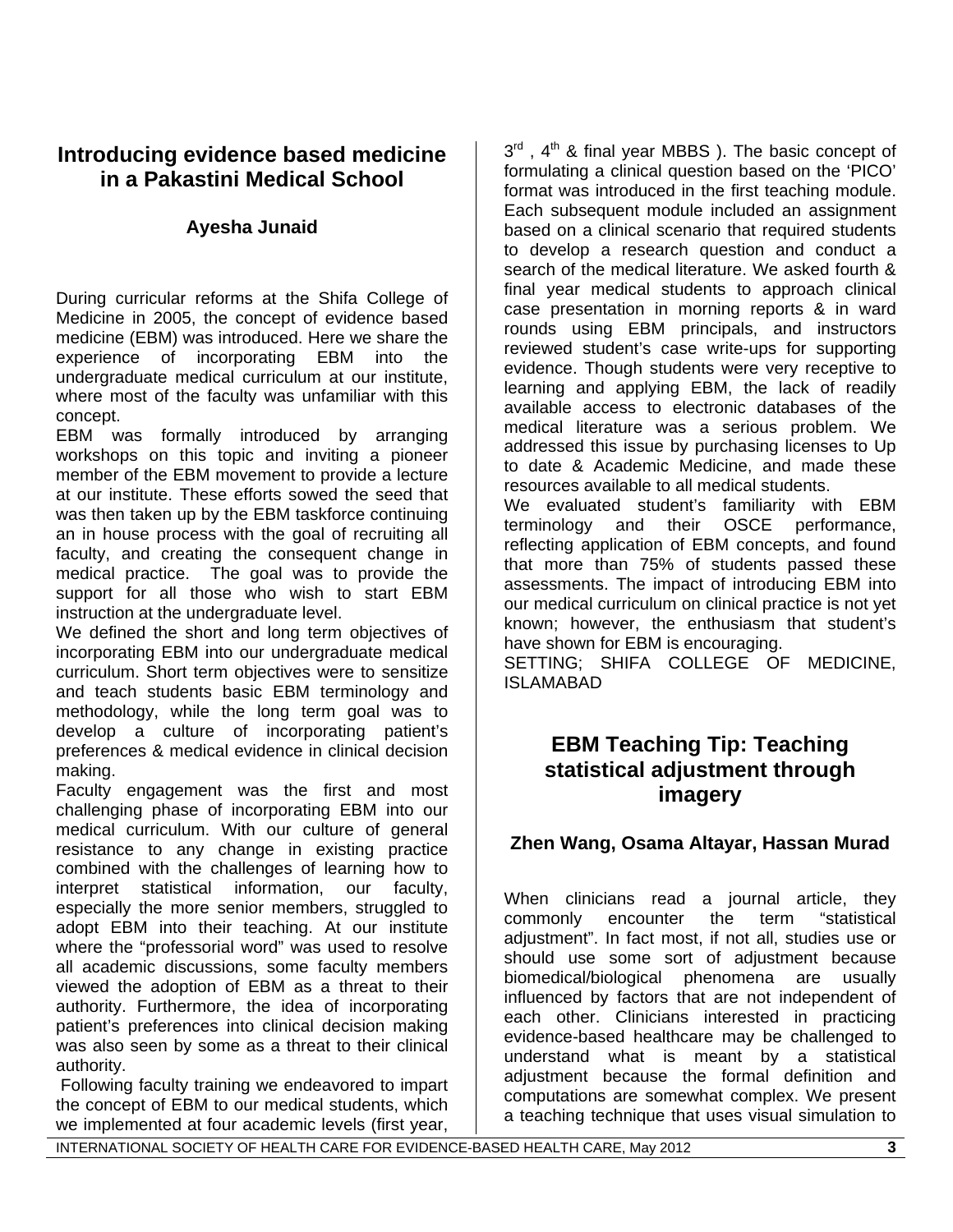## Introducing evidence based medicine in a Pakastini Medical School

**Ayesha Junaid**

During curricular reforms at the Shifa College of Medicine in 2005, the concept of evidence based medicine (EBM) was introduced. Here we share the experience of incorporating EBM into the undergraduate medical curriculum at our institute, where most of the faculty was unfamiliar with this concept.

EBM was formally introduced by arranging workshops on this topic and inviting a pioneer member of the EBM movement to provide a lecture at our institute. These efforts sowed the seed that was then taken up by the EBM taskforce continuing an in house process with the goal of recruiting all faculty, and creating the consequent change in medical practice. The goal was to provide the support for all those who wish to start EBM instruction at the undergraduate level.

We defined the short and long term objectives of incorporating EBM into our undergraduate medical curriculum. Short term objectives were to sensitize and teach students basic EBM terminology and methodology, while the long term goal was to develop a culture of incorporating patient's preferences & medical evidence in clinical decision making.

Faculty engagement was the first and most challenging phase of incorporating EBM into our medical curriculum. With our culture of general resistance to any change in existing practice combined with the challenges of learning how to interpret statistical information, our faculty, especially the more senior members, struggled to adopt EBM into their teaching. At our institute where the "professorial word" was used to resolve all academic discussions, some faculty members viewed the adoption of EBM as a threat to their authority. Furthermore, the idea of incorporating patient's preferences into clinical decision making was also seen by some as a threat to their clinical authority.

Following faculty training we endeavored to impart the concept of EBM to our medical students, which we implemented at four academic levels (first year, 3rd, 4th & final year MBBS). The basic concept of formulating a clinical question based on the 'PICO' format was introduced in the first teaching module. Each subsequent module included an assignment based on a clinical scenario that required students to develop a research question and conduct a search of the medical literature. We asked fourth & final year medical students to approach clinical case presentation in morning reports & in ward rounds using EBM principals, and instructors reviewed student's case write-ups for supporting evidence. Though students were very receptive to learning and applying EBM, the lack of readily available access to electronic databases of the medical literature was a serious problem. We addressed this issue by purchasing licenses to Up to date & Academic Medicine, and made these resources available to all medical students.

We evaluated student's familiarity with EBM terminology and their OSCE performance, reflecting application of EBM concepts, and found that more than 75% of students passed these assessments. The impact of introducing EBM into our medical curriculum on clinical practice is not yet known; however, the enthusiasm that student's have shown for EBM is encouraging.

SETTING; SHIFA COLLEGE OF MEDICINE, ISLAMABAD

## EBM Teaching Tip: Teaching statistical adjustment through imagery

**Zhen Wang, Osama Altayar, Hassan Murad**

When clinicians read a journal article, they commonly encounter the term "statistical adjustment". In fact most, if not all, studies use or should use some sort of adjustment because biomedical/biological phenomena are usually influenced by factors that are not independent of each other. Clinicians interested in practicing evidence-based healthcare may be challenged to understand what is meant by a statistical adjustment because the formal definition and computations are somewhat complex. We present a teaching technique that uses visual simulation to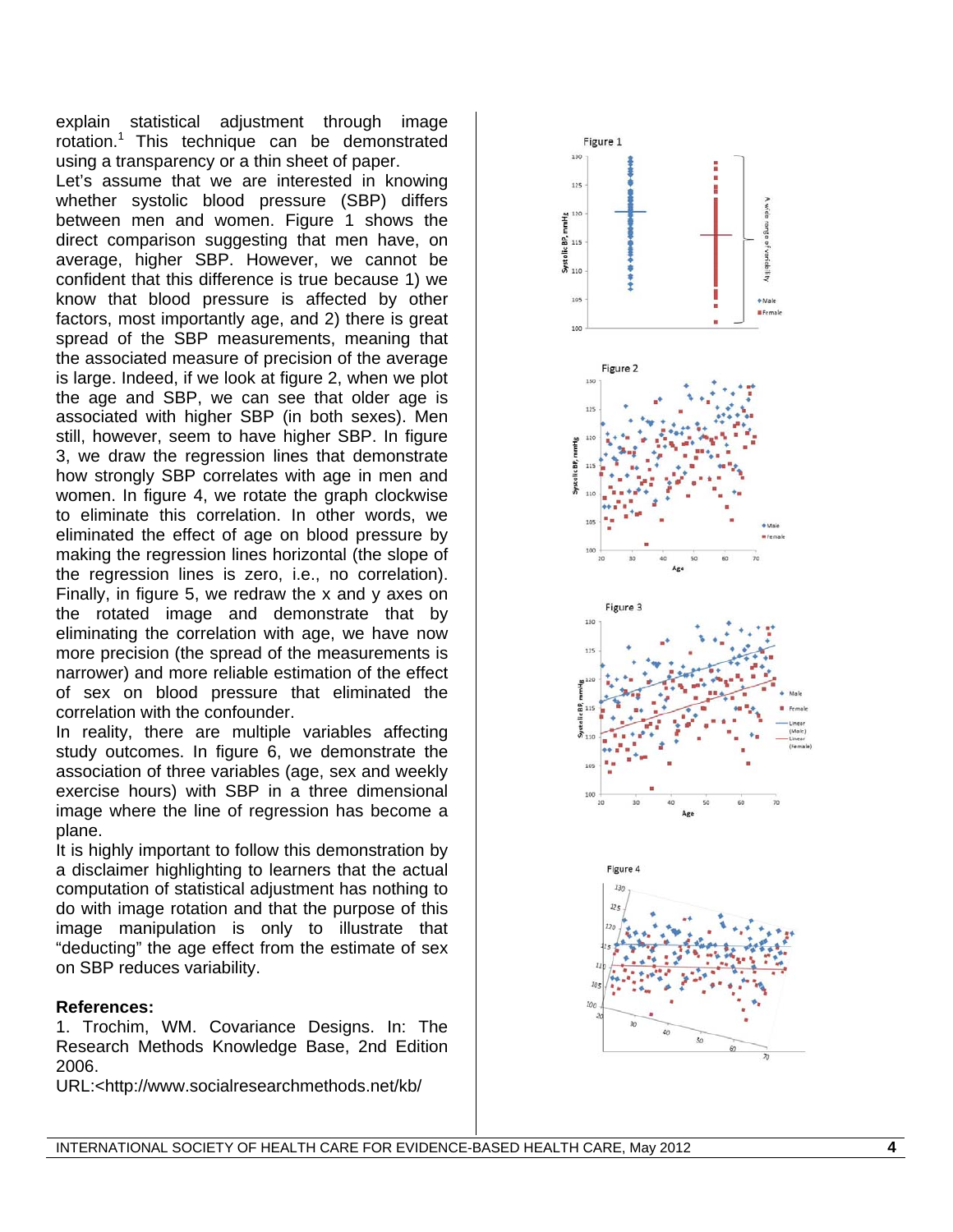explain statistical adjustment through image rotation.[1] This technique can be demonstrated using a transparency or a thin sheet of paper.

Let's assume that we are interested in knowing whether systolic blood pressure (SBP) differs between men and women. Figure 1 shows the direct comparison suggesting that men have, on average, higher SBP. However, we cannot be confident that this difference is true because 1) we know that blood pressure is affected by other factors, most importantly age, and 2) there is great spread of the SBP measurements, meaning that the associated measure of precision of the average is large. Indeed, if we look at figure 2, when we plot the age and SBP, we can see that older age is associated with higher SBP (in both sexes). Men still, however, seem to have higher SBP. In figure 3, we draw the regression lines that demonstrate how strongly SBP correlates with age in men and women. In figure 4, we rotate the graph clockwise to eliminate this correlation. In other words, we eliminated the effect of age on blood pressure by making the regression lines horizontal (the slope of the regression lines is zero, i.e., no correlation). Finally, in figure 5, we redraw the x and y axes on the rotated image and demonstrate that by eliminating the correlation with age, we have now more precision (the spread of the measurements is narrower) and more reliable estimation of the effect of sex on blood pressure that eliminated the correlation with the confounder.

In reality, there are multiple variables affecting study outcomes. In figure 6, we demonstrate the association of three variables (age, sex and weekly exercise hours) with SBP in a three dimensional image where the line of regression has become a plane.

It is highly important to follow this demonstration by a disclaimer highlighting to learners that the actual computation of statistical adjustment has nothing to do with image rotation and that the purpose of this image manipulation is only to illustrate that "deducting" the age effect from the estimate of sex on SBP reduces variability.

**References:**

1. Trochim, WM. Covariance Designs. In: The Research Methods Knowledge Base, 2nd Edition 2006.
URL:<http://www.socialresearchmethods.net/kb/

Figure 1

Figure 2

Figure 3

Figure 4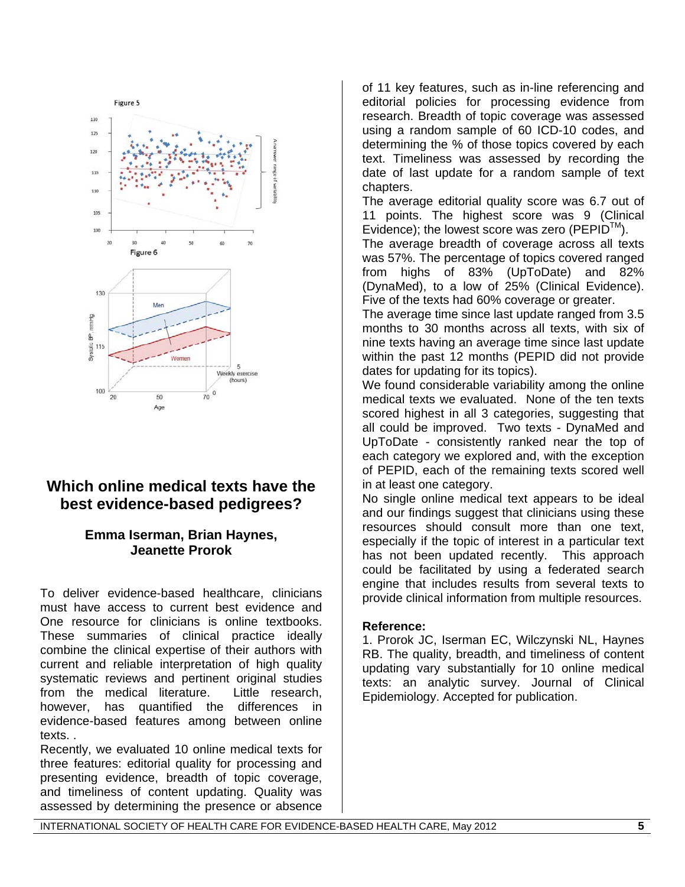Figure 5

Figure 6

# Which online medical texts have the best evidence-based pedigrees?

**Emma Iserman, Brian Haynes, Jeanette Prorok**

To deliver evidence-based healthcare, clinicians must have access to current best evidence and One resource for clinicians is online textbooks. These summaries of clinical practice ideally combine the clinical expertise of their authors with current and reliable interpretation of high quality systematic reviews and pertinent original studies from the medical literature. Little research, however, has quantified the differences in evidence-based features among between online texts. .

Recently, we evaluated 10 online medical texts for three features: editorial quality for processing and presenting evidence, breadth of topic coverage, and timeliness of content updating. Quality was assessed by determining the presence or absence of 11 key features, such as in-line referencing and editorial policies for processing evidence from research. Breadth of topic coverage was assessed using a random sample of 60 ICD-10 codes, and determining the % of those topics covered by each text. Timeliness was assessed by recording the date of last update for a random sample of text chapters.

The average editorial quality score was 6.7 out of 11 points. The highest score was 9 (Clinical Evidence); the lowest score was zero (PEPID™).

The average breadth of coverage across all texts was 57%. The percentage of topics covered ranged from highs of 83% (UpToDate) and 82% (DynaMed), to a low of 25% (Clinical Evidence). Five of the texts had 60% coverage or greater.

The average time since last update ranged from 3.5 months to 30 months across all texts, with six of nine texts having an average time since last update within the past 12 months (PEPID did not provide dates for updating for its topics).

We found considerable variability among the online medical texts we evaluated. None of the ten texts scored highest in all 3 categories, suggesting that all could be improved. Two texts - DynaMed and UpToDate - consistently ranked near the top of each category we explored and, with the exception of PEPID, each of the remaining texts scored well in at least one category.

No single online medical text appears to be ideal and our findings suggest that clinicians using these resources should consult more than one text, especially if the topic of interest in a particular text has not been updated recently. This approach could be facilitated by using a federated search engine that includes results from several texts to provide clinical information from multiple resources.

**Reference:**

1. Prorok JC, Iserman EC, Wilczynski NL, Haynes RB. The quality, breadth, and timeliness of content updating vary substantially for 10 online medical texts: an analytic survey. Journal of Clinical Epidemiology. Accepted for publication.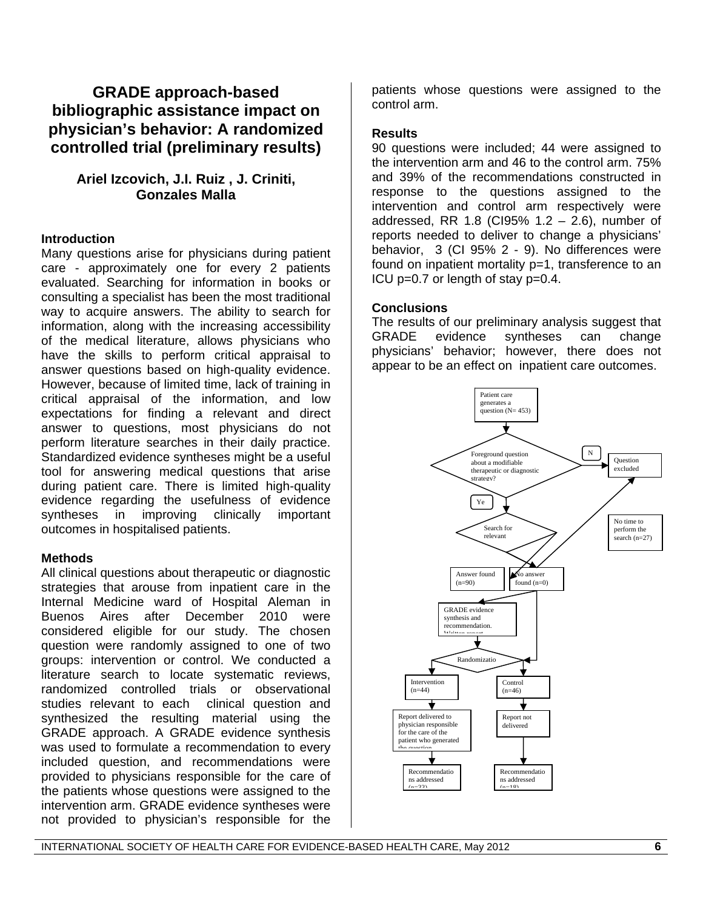# GRADE approach-based bibliographic assistance impact on physician's behavior: A randomized controlled trial (preliminary results)

**Ariel Izcovich, J.I. Ruiz , J. Criniti, Gonzales Malla**

### Introduction

Many questions arise for physicians during patient care - approximately one for every 2 patients evaluated. Searching for information in books or consulting a specialist has been the most traditional way to acquire answers. The ability to search for information, along with the increasing accessibility of the medical literature, allows physicians who have the skills to perform critical appraisal to answer questions based on high-quality evidence. However, because of limited time, lack of training in critical appraisal of the information, and low expectations for finding a relevant and direct answer to questions, most physicians do not perform literature searches in their daily practice. Standardized evidence syntheses might be a useful tool for answering medical questions that arise during patient care. There is limited high-quality evidence regarding the usefulness of evidence syntheses in improving clinically important outcomes in hospitalised patients.

### Methods

All clinical questions about therapeutic or diagnostic strategies that arouse from inpatient care in the Internal Medicine ward of Hospital Aleman in Buenos Aires after December 2010 were considered eligible for our study. The chosen question were randomly assigned to one of two groups: intervention or control. We conducted a literature search to locate systematic reviews, randomized controlled trials or observational studies relevant to each clinical question and synthesized the resulting material using the GRADE approach. A GRADE evidence synthesis was used to formulate a recommendation to every included question, and recommendations were provided to physicians responsible for the care of the patients whose questions were assigned to the intervention arm. GRADE evidence syntheses were not provided to physician's responsible for the patients whose questions were assigned to the control arm.

### Results

90 questions were included; 44 were assigned to the intervention arm and 46 to the control arm. 75% and 39% of the recommendations constructed in response to the questions assigned to the intervention and control arm respectively were addressed, RR 1.8 (CI95% 1.2 – 2.6), number of reports needed to deliver to change a physicians' behavior, 3 (CI 95% 2 - 9). No differences were found on inpatient mortality p=1, transference to an ICU p=0.7 or length of stay p=0.4.

### Conclusions

The results of our preliminary analysis suggest that GRADE evidence syntheses can change physicians' behavior; however, there does not appear to be an effect on inpatient care outcomes.

Patient care generates a question (N= 453)

Foreground question about a modifiable therapeutic or diagnostic strategy?

N

Question excluded

Ye

Search for relevant

No time to perform the search (n=27)

Answer found (n=90)

No answer found (n=0)

GRADE evidence synthesis and recommendation. Written report

Randomizatio

Intervention (n=44)

Control (n=46)

Report delivered to physician responsible for the care of the patient who generated the question

Report not delivered

Recommendations addressed (n=33)

Recommendations addressed (n=18)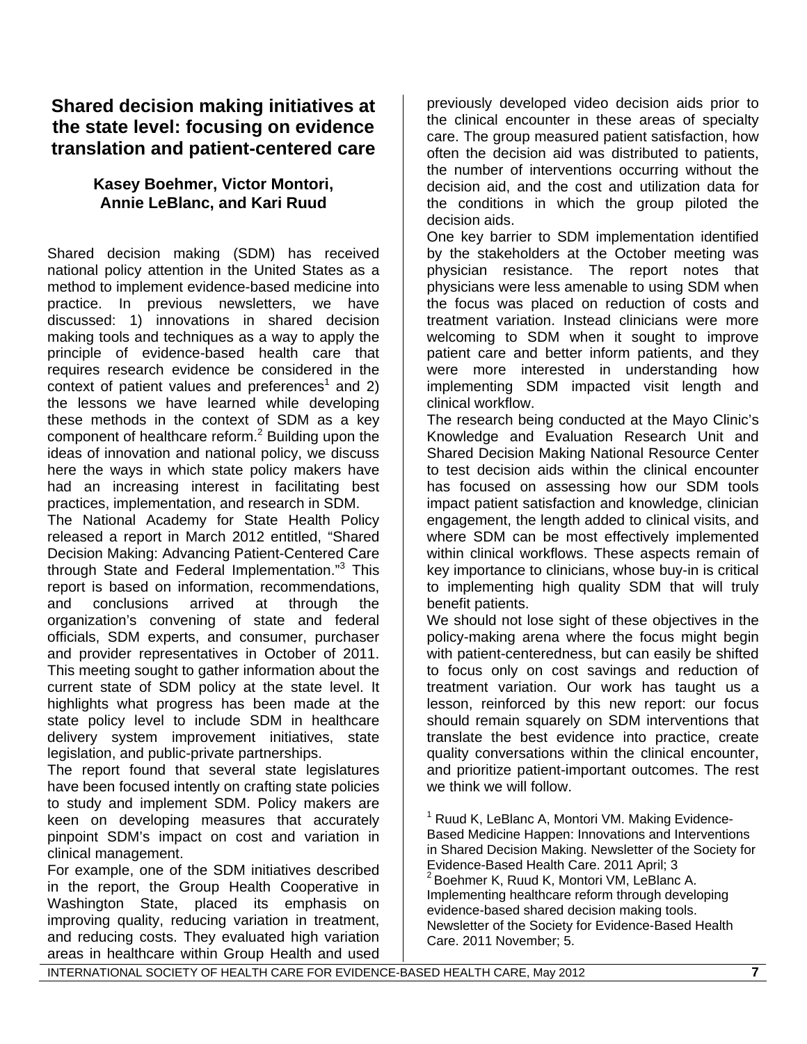## Shared decision making initiatives at the state level: focusing on evidence translation and patient-centered care

**Kasey Boehmer, Victor Montori, Annie LeBlanc, and Kari Ruud**

Shared decision making (SDM) has received national policy attention in the United States as a method to implement evidence-based medicine into practice. In previous newsletters, we have discussed: 1) innovations in shared decision making tools and techniques as a way to apply the principle of evidence-based health care that requires research evidence be considered in the context of patient values and preferences[1] and 2) the lessons we have learned while developing these methods in the context of SDM as a key component of healthcare reform.[2] Building upon the ideas of innovation and national policy, we discuss here the ways in which state policy makers have had an increasing interest in facilitating best practices, implementation, and research in SDM.

The National Academy for State Health Policy released a report in March 2012 entitled, "Shared Decision Making: Advancing Patient-Centered Care through State and Federal Implementation."[3] This report is based on information, recommendations, and conclusions arrived at through the organization's convening of state and federal officials, SDM experts, and consumer, purchaser and provider representatives in October of 2011. This meeting sought to gather information about the current state of SDM policy at the state level. It highlights what progress has been made at the state policy level to include SDM in healthcare delivery system improvement initiatives, state legislation, and public-private partnerships.

The report found that several state legislatures have been focused intently on crafting state policies to study and implement SDM. Policy makers are keen on developing measures that accurately pinpoint SDM's impact on cost and variation in clinical management.

For example, one of the SDM initiatives described in the report, the Group Health Cooperative in Washington State, placed its emphasis on improving quality, reducing variation in treatment, and reducing costs. They evaluated high variation areas in healthcare within Group Health and used previously developed video decision aids prior to the clinical encounter in these areas of specialty care. The group measured patient satisfaction, how often the decision aid was distributed to patients, the number of interventions occurring without the decision aid, and the cost and utilization data for the conditions in which the group piloted the decision aids.

One key barrier to SDM implementation identified by the stakeholders at the October meeting was physician resistance. The report notes that physicians were less amenable to using SDM when the focus was placed on reduction of costs and treatment variation. Instead clinicians were more welcoming to SDM when it sought to improve patient care and better inform patients, and they were more interested in understanding how implementing SDM impacted visit length and clinical workflow.

The research being conducted at the Mayo Clinic's Knowledge and Evaluation Research Unit and Shared Decision Making National Resource Center to test decision aids within the clinical encounter has focused on assessing how our SDM tools impact patient satisfaction and knowledge, clinician engagement, the length added to clinical visits, and where SDM can be most effectively implemented within clinical workflows. These aspects remain of key importance to clinicians, whose buy-in is critical to implementing high quality SDM that will truly benefit patients.

We should not lose sight of these objectives in the policy-making arena where the focus might begin with patient-centeredness, but can easily be shifted to focus only on cost savings and reduction of treatment variation. Our work has taught us a lesson, reinforced by this new report: our focus should remain squarely on SDM interventions that translate the best evidence into practice, create quality conversations within the clinical encounter, and prioritize patient-important outcomes. The rest we think we will follow.

[1] Ruud K, LeBlanc A, Montori VM. Making Evidence-Based Medicine Happen: Innovations and Interventions in Shared Decision Making. Newsletter of the Society for Evidence-Based Health Care. 2011 April; 3

[2] Boehmer K, Ruud K, Montori VM, LeBlanc A. Implementing healthcare reform through developing evidence-based shared decision making tools. Newsletter of the Society for Evidence-Based Health Care. 2011 November; 5.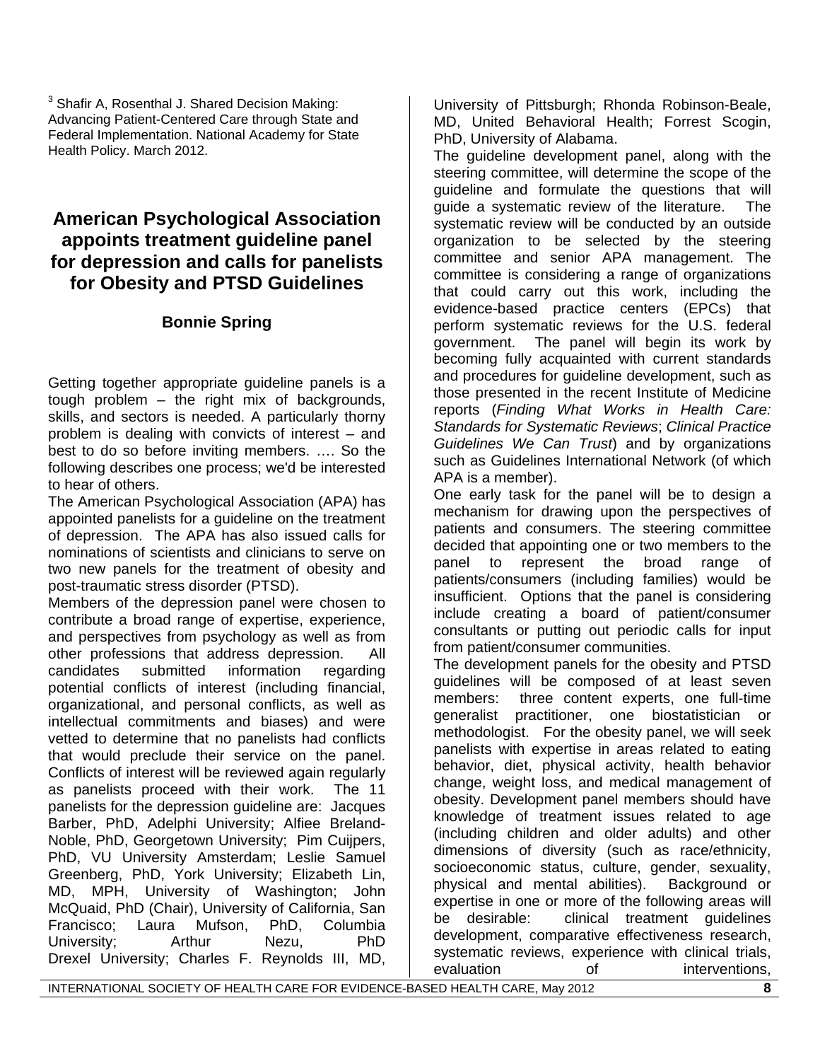[3] Shafir A, Rosenthal J. Shared Decision Making: Advancing Patient-Centered Care through State and Federal Implementation. National Academy for State Health Policy. March 2012.

## American Psychological Association appoints treatment guideline panel for depression and calls for panelists for Obesity and PTSD Guidelines

**Bonnie Spring**

Getting together appropriate guideline panels is a tough problem – the right mix of backgrounds, skills, and sectors is needed. A particularly thorny problem is dealing with convicts of interest – and best to do so before inviting members. …. So the following describes one process; we'd be interested to hear of others.

The American Psychological Association (APA) has appointed panelists for a guideline on the treatment of depression. The APA has also issued calls for nominations of scientists and clinicians to serve on two new panels for the treatment of obesity and post-traumatic stress disorder (PTSD).

Members of the depression panel were chosen to contribute a broad range of expertise, experience, and perspectives from psychology as well as from other professions that address depression. All candidates submitted information regarding potential conflicts of interest (including financial, organizational, and personal conflicts, as well as intellectual commitments and biases) and were vetted to determine that no panelists had conflicts that would preclude their service on the panel. Conflicts of interest will be reviewed again regularly as panelists proceed with their work. The 11 panelists for the depression guideline are: Jacques Barber, PhD, Adelphi University; Alfiee Breland-Noble, PhD, Georgetown University; Pim Cuijpers, PhD, VU University Amsterdam; Leslie Samuel Greenberg, PhD, York University; Elizabeth Lin, MD, MPH, University of Washington; John McQuaid, PhD (Chair), University of California, San Francisco; Laura Mufson, PhD, Columbia University; Arthur Nezu, PhD Drexel University; Charles F. Reynolds III, MD, University of Pittsburgh; Rhonda Robinson-Beale, MD, United Behavioral Health; Forrest Scogin, PhD, University of Alabama.

The guideline development panel, along with the steering committee, will determine the scope of the guideline and formulate the questions that will guide a systematic review of the literature. The systematic review will be conducted by an outside organization to be selected by the steering committee and senior APA management. The committee is considering a range of organizations that could carry out this work, including the evidence-based practice centers (EPCs) that perform systematic reviews for the U.S. federal government. The panel will begin its work by becoming fully acquainted with current standards and procedures for guideline development, such as those presented in the recent Institute of Medicine reports (*Finding What Works in Health Care: Standards for Systematic Reviews*; *Clinical Practice Guidelines We Can Trust*) and by organizations such as Guidelines International Network (of which APA is a member).

One early task for the panel will be to design a mechanism for drawing upon the perspectives of patients and consumers. The steering committee decided that appointing one or two members to the panel to represent the broad range of patients/consumers (including families) would be insufficient. Options that the panel is considering include creating a board of patient/consumer consultants or putting out periodic calls for input from patient/consumer communities.

The development panels for the obesity and PTSD guidelines will be composed of at least seven members: three content experts, one full-time generalist practitioner, one biostatistician or methodologist. For the obesity panel, we will seek panelists with expertise in areas related to eating behavior, diet, physical activity, health behavior change, weight loss, and medical management of obesity. Development panel members should have knowledge of treatment issues related to age (including children and older adults) and other dimensions of diversity (such as race/ethnicity, socioeconomic status, culture, gender, sexuality, physical and mental abilities). Background or expertise in one or more of the following areas will be desirable: clinical treatment guidelines development, comparative effectiveness research, systematic reviews, experience with clinical trials, evaluation of interventions,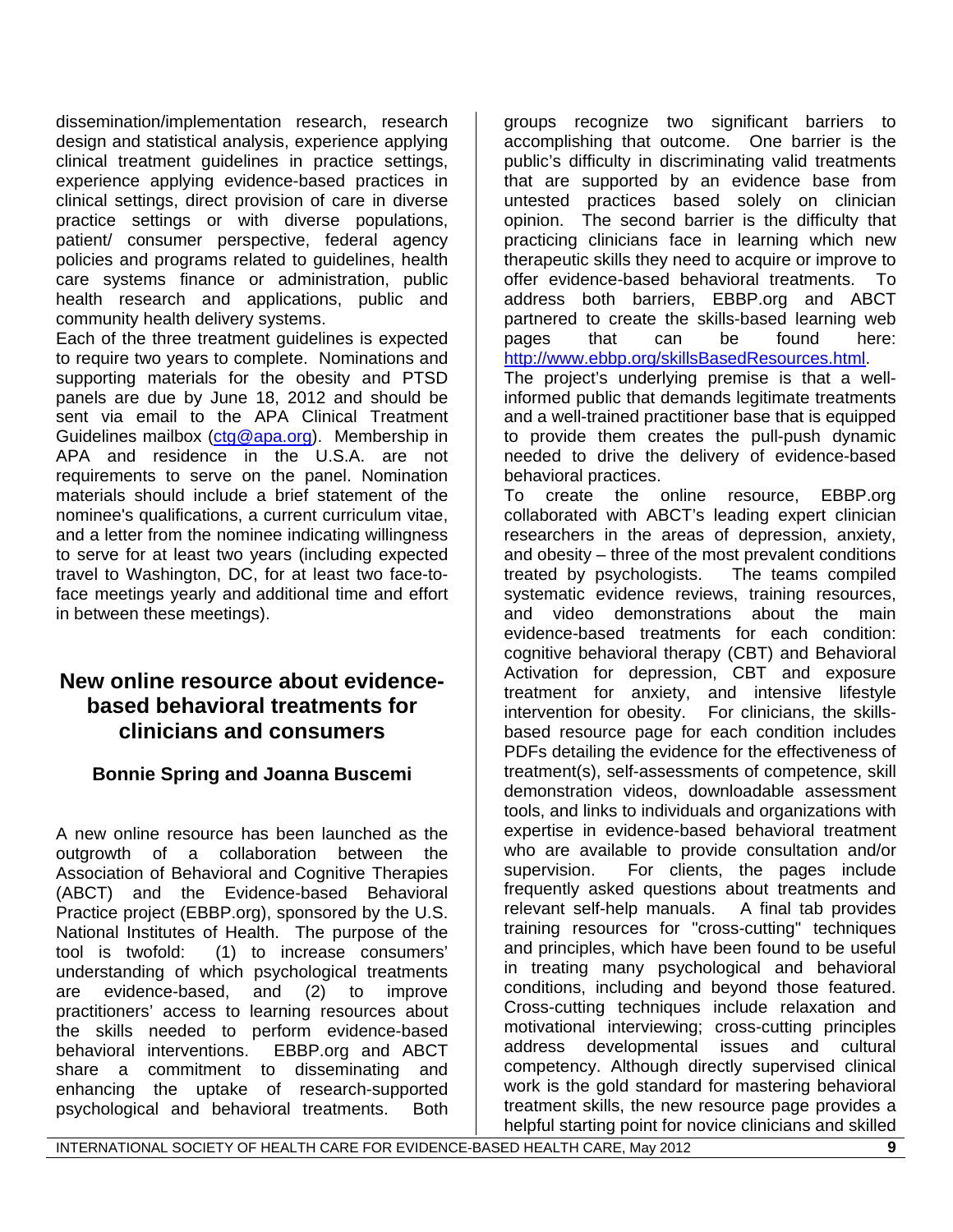dissemination/implementation research, research design and statistical analysis, experience applying clinical treatment guidelines in practice settings, experience applying evidence-based practices in clinical settings, direct provision of care in diverse practice settings or with diverse populations, patient/ consumer perspective, federal agency policies and programs related to guidelines, health care systems finance or administration, public health research and applications, public and community health delivery systems.

Each of the three treatment guidelines is expected to require two years to complete. Nominations and supporting materials for the obesity and PTSD panels are due by June 18, 2012 and should be sent via email to the APA Clinical Treatment Guidelines mailbox (ctg@apa.org). Membership in APA and residence in the U.S.A. are not requirements to serve on the panel. Nomination materials should include a brief statement of the nominee's qualifications, a current curriculum vitae, and a letter from the nominee indicating willingness to serve for at least two years (including expected travel to Washington, DC, for at least two face-to-face meetings yearly and additional time and effort in between these meetings).

## New online resource about evidence-based behavioral treatments for clinicians and consumers

### Bonnie Spring and Joanna Buscemi

A new online resource has been launched as the outgrowth of a collaboration between the Association of Behavioral and Cognitive Therapies (ABCT) and the Evidence-based Behavioral Practice project (EBBP.org), sponsored by the U.S. National Institutes of Health. The purpose of the tool is twofold: (1) to increase consumers' understanding of which psychological treatments are evidence-based, and (2) to improve practitioners' access to learning resources about the skills needed to perform evidence-based behavioral interventions. EBBP.org and ABCT share a commitment to disseminating and enhancing the uptake of research-supported psychological and behavioral treatments. Both groups recognize two significant barriers to accomplishing that outcome. One barrier is the public's difficulty in discriminating valid treatments that are supported by an evidence base from untested practices based solely on clinician opinion. The second barrier is the difficulty that practicing clinicians face in learning which new therapeutic skills they need to acquire or improve to offer evidence-based behavioral treatments. To address both barriers, EBBP.org and ABCT partnered to create the skills-based learning web pages that can be found here: http://www.ebbp.org/skillsBasedResources.html.

The project's underlying premise is that a well-informed public that demands legitimate treatments and a well-trained practitioner base that is equipped to provide them creates the pull-push dynamic needed to drive the delivery of evidence-based behavioral practices.

To create the online resource, EBBP.org collaborated with ABCT's leading expert clinician researchers in the areas of depression, anxiety, and obesity – three of the most prevalent conditions treated by psychologists. The teams compiled systematic evidence reviews, training resources, and video demonstrations about the main evidence-based treatments for each condition: cognitive behavioral therapy (CBT) and Behavioral Activation for depression, CBT and exposure treatment for anxiety, and intensive lifestyle intervention for obesity. For clinicians, the skills-based resource page for each condition includes PDFs detailing the evidence for the effectiveness of treatment(s), self-assessments of competence, skill demonstration videos, downloadable assessment tools, and links to individuals and organizations with expertise in evidence-based behavioral treatment who are available to provide consultation and/or supervision. For clients, the pages include frequently asked questions about treatments and relevant self-help manuals. A final tab provides training resources for "cross-cutting" techniques and principles, which have been found to be useful in treating many psychological and behavioral conditions, including and beyond those featured. Cross-cutting techniques include relaxation and motivational interviewing; cross-cutting principles address developmental issues and cultural competency. Although directly supervised clinical work is the gold standard for mastering behavioral treatment skills, the new resource page provides a helpful starting point for novice clinicians and skilled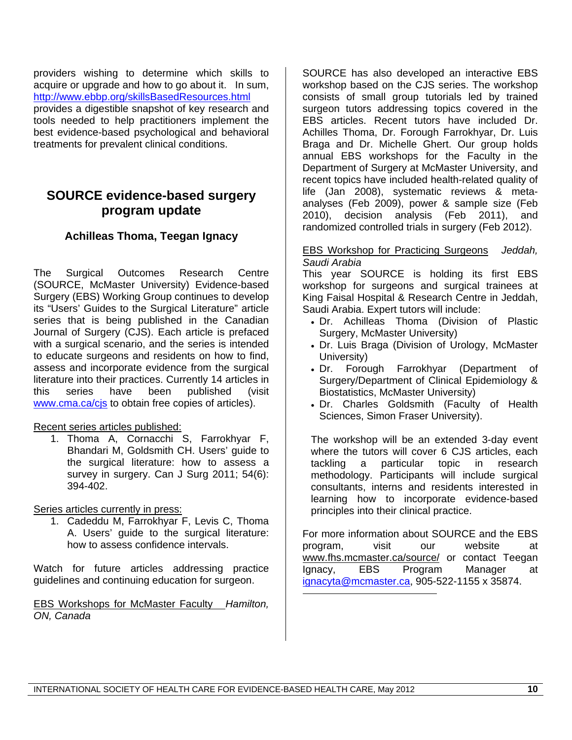providers wishing to determine which skills to acquire or upgrade and how to go about it. In sum, http://www.ebbp.org/skillsBasedResources.html provides a digestible snapshot of key research and tools needed to help practitioners implement the best evidence-based psychological and behavioral treatments for prevalent clinical conditions.

## SOURCE evidence-based surgery program update

### Achilleas Thoma, Teegan Ignacy

The Surgical Outcomes Research Centre (SOURCE, McMaster University) Evidence-based Surgery (EBS) Working Group continues to develop its "Users' Guides to the Surgical Literature" article series that is being published in the Canadian Journal of Surgery (CJS). Each article is prefaced with a surgical scenario, and the series is intended to educate surgeons and residents on how to find, assess and incorporate evidence from the surgical literature into their practices. Currently 14 articles in this series have been published (visit www.cma.ca/cjs to obtain free copies of articles).

Recent series articles published:

1. Thoma A, Cornacchi S, Farrokhyar F, Bhandari M, Goldsmith CH. Users' guide to the surgical literature: how to assess a survey in surgery. Can J Surg 2011; 54(6): 394-402.

Series articles currently in press:

1. Cadeddu M, Farrokhyar F, Levis C, Thoma A. Users' guide to the surgical literature: how to assess confidence intervals.

Watch for future articles addressing practice guidelines and continuing education for surgeon.

EBS Workshops for McMaster Faculty *Hamilton, ON, Canada*

SOURCE has also developed an interactive EBS workshop based on the CJS series. The workshop consists of small group tutorials led by trained surgeon tutors addressing topics covered in the EBS articles. Recent tutors have included Dr. Achilles Thoma, Dr. Forough Farrokhyar, Dr. Luis Braga and Dr. Michelle Ghert. Our group holds annual EBS workshops for the Faculty in the Department of Surgery at McMaster University, and recent topics have included health-related quality of life (Jan 2008), systematic reviews & meta-analyses (Feb 2009), power & sample size (Feb 2010), decision analysis (Feb 2011), and randomized controlled trials in surgery (Feb 2012).

EBS Workshop for Practicing Surgeons *Jeddah, Saudi Arabia*

This year SOURCE is holding its first EBS workshop for surgeons and surgical trainees at King Faisal Hospital & Research Centre in Jeddah, Saudi Arabia. Expert tutors will include:

- Dr. Achilleas Thoma (Division of Plastic Surgery, McMaster University)
- Dr. Luis Braga (Division of Urology, McMaster University)
- Dr. Forough Farrokhyar (Department of Surgery/Department of Clinical Epidemiology & Biostatistics, McMaster University)
- Dr. Charles Goldsmith (Faculty of Health Sciences, Simon Fraser University).

The workshop will be an extended 3-day event where the tutors will cover 6 CJS articles, each tackling a particular topic in research methodology. Participants will include surgical consultants, interns and residents interested in learning how to incorporate evidence-based principles into their clinical practice.

For more information about SOURCE and the EBS program, visit our website at www.fhs.mcmaster.ca/source/ or contact Teegan Ignacy, EBS Program Manager at ignacyta@mcmaster.ca, 905-522-1155 x 35874.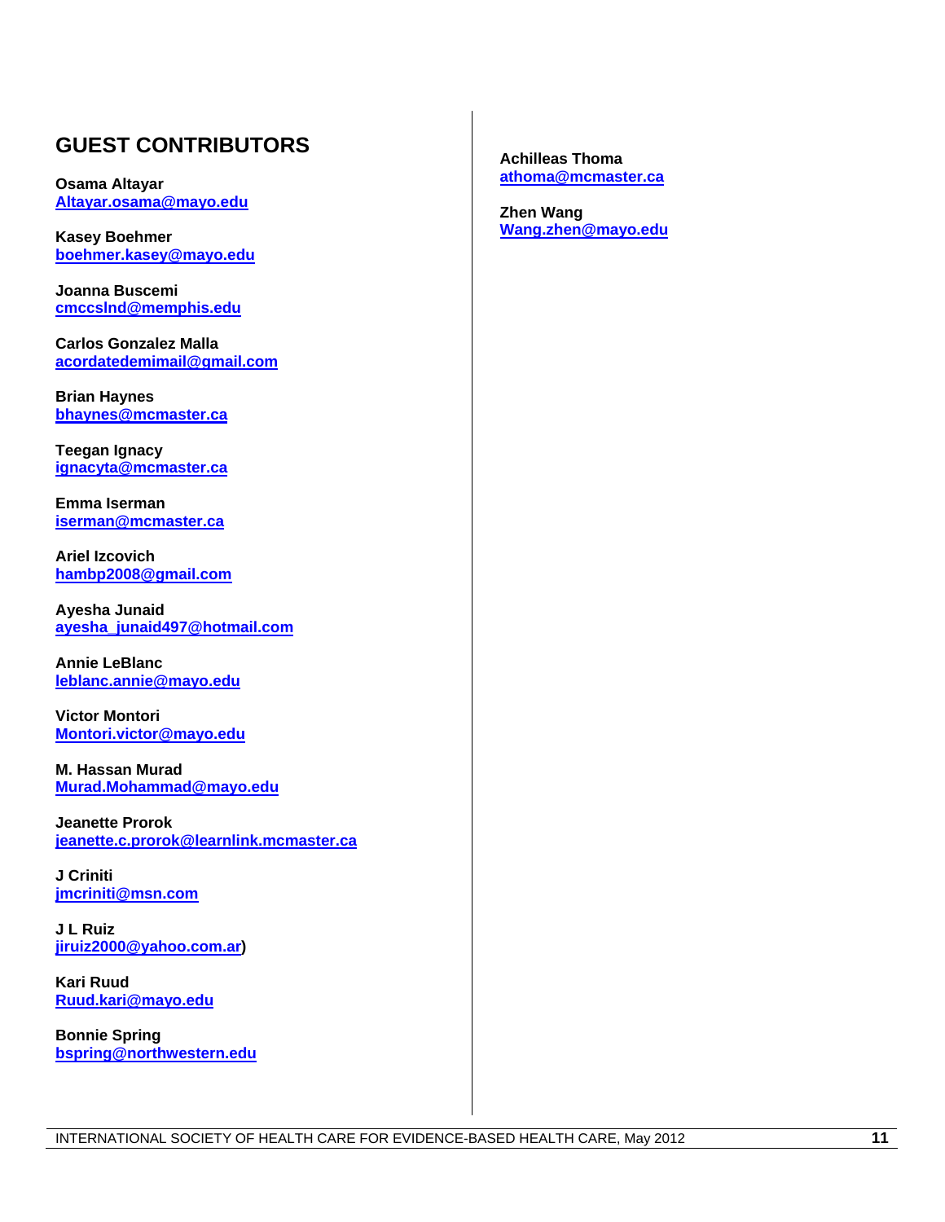## GUEST CONTRIBUTORS

**Osama Altayar**
Altayar.osama@mayo.edu

**Kasey Boehmer**
boehmer.kasey@mayo.edu

**Joanna Buscemi**
cmccslnd@memphis.edu

**Carlos Gonzalez Malla**
acordatedemimail@gmail.com

**Brian Haynes**
bhaynes@mcmaster.ca

**Teegan Ignacy**
ignacyta@mcmaster.ca

**Emma Iserman**
iserman@mcmaster.ca

**Ariel Izcovich**
hambp2008@gmail.com

**Ayesha Junaid**
ayesha_junaid497@hotmail.com

**Annie LeBlanc**
leblanc.annie@mayo.edu

**Victor Montori**
Montori.victor@mayo.edu

**M. Hassan Murad**
Murad.Mohammad@mayo.edu

**Jeanette Prorok**
jeanette.c.prorok@learnlink.mcmaster.ca

**J Criniti**
jmcriniti@msn.com

**J L Ruiz**
jiruiz2000@yahoo.com.ar)

**Kari Ruud**
Ruud.kari@mayo.edu

**Bonnie Spring**
bspring@northwestern.edu

**Achilleas Thoma**
athoma@mcmaster.ca

**Zhen Wang**
Wang.zhen@mayo.edu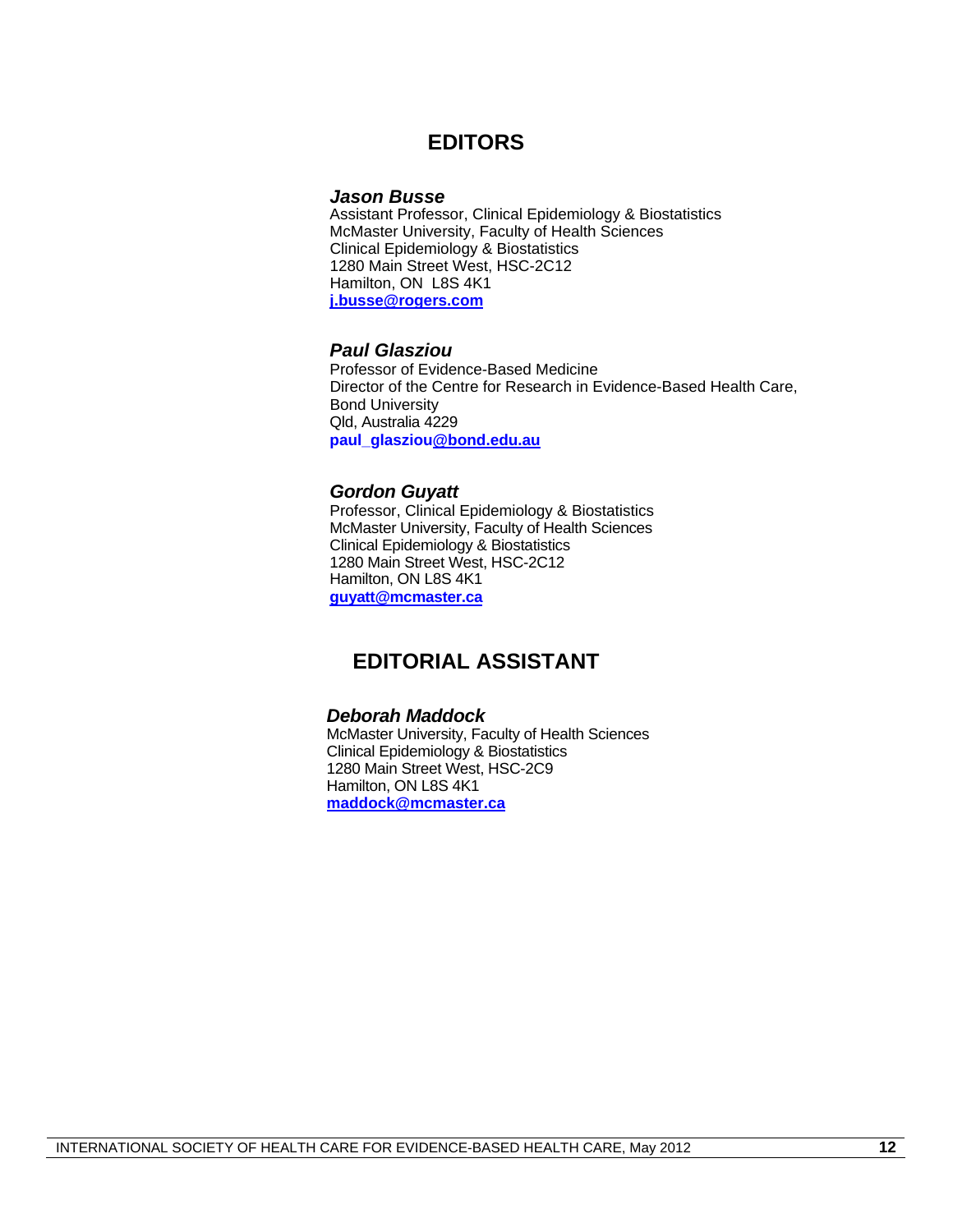## EDITORS

***Jason Busse***
Assistant Professor, Clinical Epidemiology & Biostatistics
McMaster University, Faculty of Health Sciences
Clinical Epidemiology & Biostatistics
1280 Main Street West, HSC-2C12
Hamilton, ON  L8S 4K1
**j.busse@rogers.com**

***Paul Glasziou***
Professor of Evidence-Based Medicine
Director of the Centre for Research in Evidence-Based Health Care,
Bond University
Qld, Australia 4229
**paul_glasziou@bond.edu.au**

***Gordon Guyatt***
Professor, Clinical Epidemiology & Biostatistics
McMaster University, Faculty of Health Sciences
Clinical Epidemiology & Biostatistics
1280 Main Street West, HSC-2C12
Hamilton, ON L8S 4K1
**guyatt@mcmaster.ca**

## EDITORIAL ASSISTANT

***Deborah Maddock***
McMaster University, Faculty of Health Sciences
Clinical Epidemiology & Biostatistics
1280 Main Street West, HSC-2C9
Hamilton, ON L8S 4K1
**maddock@mcmaster.ca**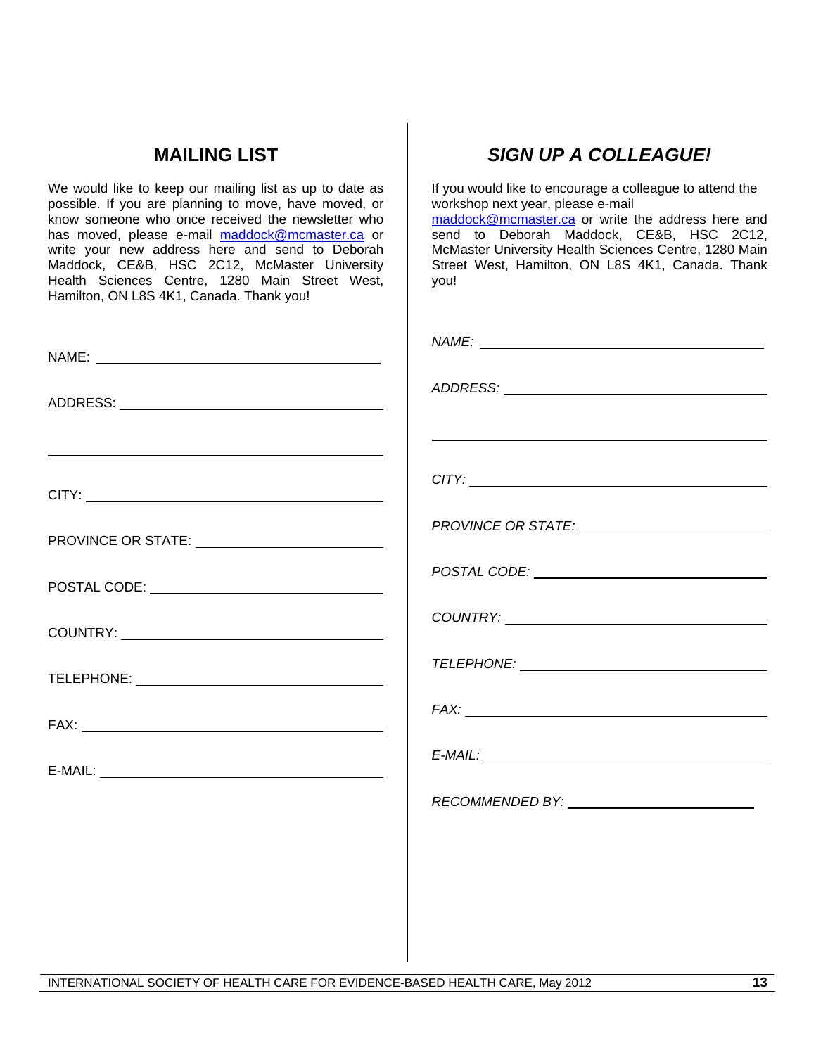## MAILING LIST

We would like to keep our mailing list as up to date as possible. If you are planning to move, have moved, or know someone who once received the newsletter who has moved, please e-mail maddock@mcmaster.ca or write your new address here and send to Deborah Maddock, CE&B, HSC 2C12, McMaster University Health Sciences Centre, 1280 Main Street West, Hamilton, ON L8S 4K1, Canada. Thank you!

NAME: ______________________________

ADDRESS: ______________________________

______________________________

CITY: ______________________________

PROVINCE OR STATE: ______________________________

POSTAL CODE: ______________________________

COUNTRY: ______________________________

TELEPHONE: ______________________________

FAX: ______________________________

E-MAIL: ______________________________

## *SIGN UP A COLLEAGUE!*

If you would like to encourage a colleague to attend the workshop next year, please e-mail maddock@mcmaster.ca or write the address here and send to Deborah Maddock, CE&B, HSC 2C12, McMaster University Health Sciences Centre, 1280 Main Street West, Hamilton, ON L8S 4K1, Canada. Thank you!

*NAME:* ______________________________

*ADDRESS:* ______________________________

______________________________

*CITY:* ______________________________

*PROVINCE OR STATE:* ______________________________

*POSTAL CODE:* ______________________________

*COUNTRY:* ______________________________

*TELEPHONE:* ______________________________

*FAX:* ______________________________

*E-MAIL:* ______________________________

*RECOMMENDED BY:* ______________________________